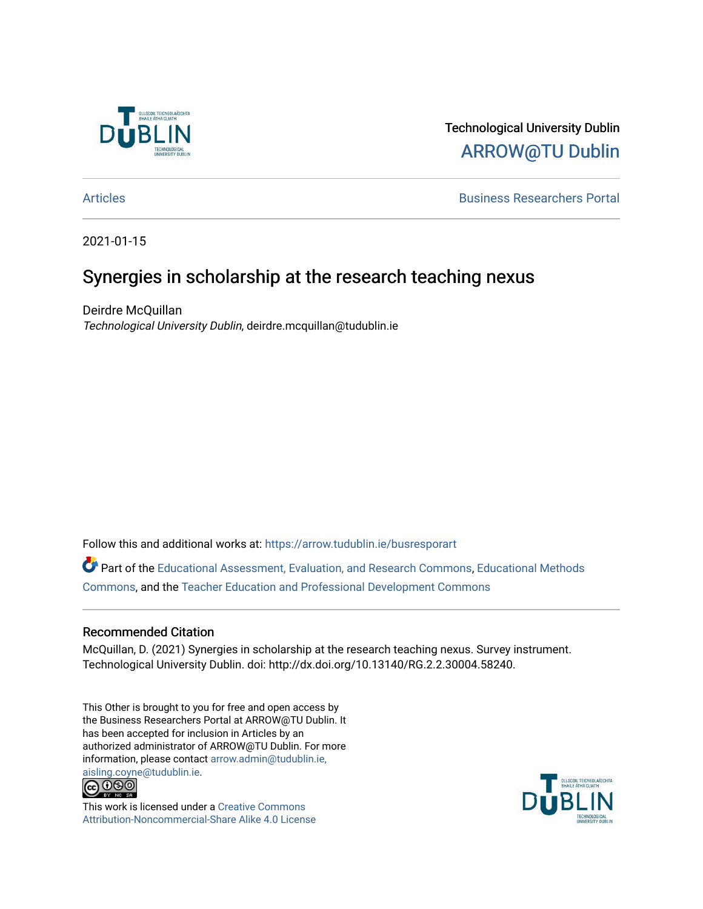Technological University Dublin

ARROW@TU Dublin

Articles | Business Researchers Portal

2021-01-15

# Synergies in scholarship at the research teaching nexus

Deirdre McQuillan

*Technological University Dublin*, deirdre.mcquillan@tudublin.ie

Follow this and additional works at: https://arrow.tudublin.ie/busresporart

Part of the Educational Assessment, Evaluation, and Research Commons, Educational Methods Commons, and the Teacher Education and Professional Development Commons

## Recommended Citation

McQuillan, D. (2021) Synergies in scholarship at the research teaching nexus. Survey instrument. Technological University Dublin. doi: http://dx.doi.org/10.13140/RG.2.2.30004.58240.

This Other is brought to you for free and open access by the Business Researchers Portal at ARROW@TU Dublin. It has been accepted for inclusion in Articles by an authorized administrator of ARROW@TU Dublin. For more information, please contact arrow.admin@tudublin.ie, aisling.coyne@tudublin.ie.

This work is licensed under a Creative Commons Attribution-Noncommercial-Share Alike 4.0 License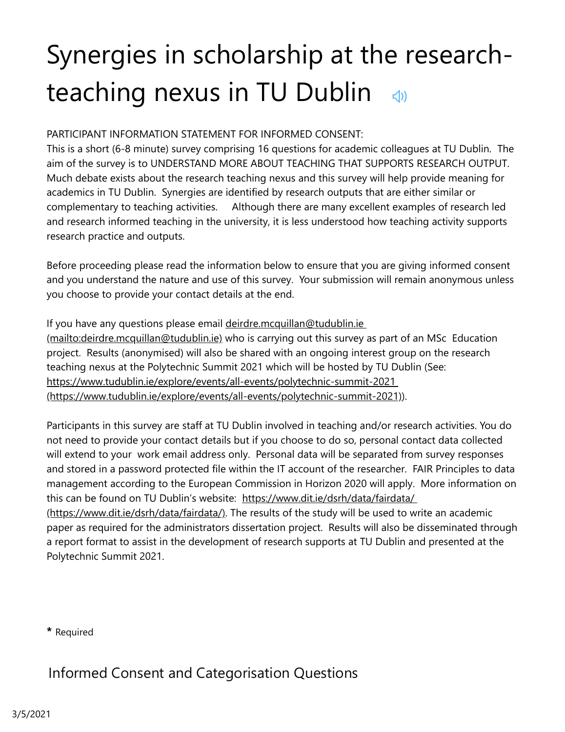# Synergies in scholarship at the research-teaching nexus in TU Dublin

PARTICIPANT INFORMATION STATEMENT FOR INFORMED CONSENT:
This is a short (6-8 minute) survey comprising 16 questions for academic colleagues at TU Dublin. The aim of the survey is to UNDERSTAND MORE ABOUT TEACHING THAT SUPPORTS RESEARCH OUTPUT. Much debate exists about the research teaching nexus and this survey will help provide meaning for academics in TU Dublin. Synergies are identified by research outputs that are either similar or complementary to teaching activities. Although there are many excellent examples of research led and research informed teaching in the university, it is less understood how teaching activity supports research practice and outputs.

Before proceeding please read the information below to ensure that you are giving informed consent and you understand the nature and use of this survey. Your submission will remain anonymous unless you choose to provide your contact details at the end.

If you have any questions please email deirdre.mcquillan@tudublin.ie (mailto:deirdre.mcquillan@tudublin.ie) who is carrying out this survey as part of an MSc Education project. Results (anonymised) will also be shared with an ongoing interest group on the research teaching nexus at the Polytechnic Summit 2021 which will be hosted by TU Dublin (See: https://www.tudublin.ie/explore/events/all-events/polytechnic-summit-2021 (https://www.tudublin.ie/explore/events/all-events/polytechnic-summit-2021)).

Participants in this survey are staff at TU Dublin involved in teaching and/or research activities. You do not need to provide your contact details but if you choose to do so, personal contact data collected will extend to your work email address only. Personal data will be separated from survey responses and stored in a password protected file within the IT account of the researcher. FAIR Principles to data management according to the European Commission in Horizon 2020 will apply. More information on this can be found on TU Dublin's website: https://www.dit.ie/dsrh/data/fairdata/ (https://www.dit.ie/dsrh/data/fairdata/). The results of the study will be used to write an academic paper as required for the administrators dissertation project. Results will also be disseminated through a report format to assist in the development of research supports at TU Dublin and presented at the Polytechnic Summit 2021.

* Required

## Informed Consent and Categorisation Questions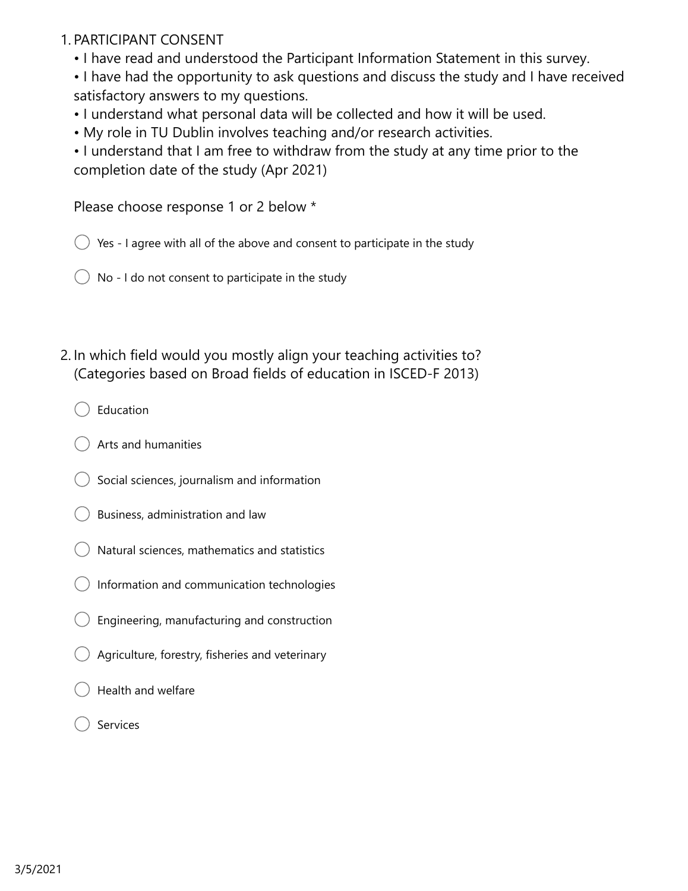1. PARTICIPANT CONSENT
   - I have read and understood the Participant Information Statement in this survey.
   - I have had the opportunity to ask questions and discuss the study and I have received satisfactory answers to my questions.
   - I understand what personal data will be collected and how it will be used.
   - My role in TU Dublin involves teaching and/or research activities.
   - I understand that I am free to withdraw from the study at any time prior to the completion date of the study (Apr 2021)

   Please choose response 1 or 2 below *

   ◯ Yes - I agree with all of the above and consent to participate in the study

   ◯ No - I do not consent to participate in the study

2. In which field would you mostly align your teaching activities to? (Categories based on Broad fields of education in ISCED-F 2013)

   ◯ Education

   ◯ Arts and humanities

   ◯ Social sciences, journalism and information

   ◯ Business, administration and law

   ◯ Natural sciences, mathematics and statistics

   ◯ Information and communication technologies

   ◯ Engineering, manufacturing and construction

   ◯ Agriculture, forestry, fisheries and veterinary

   ◯ Health and welfare

   ◯ Services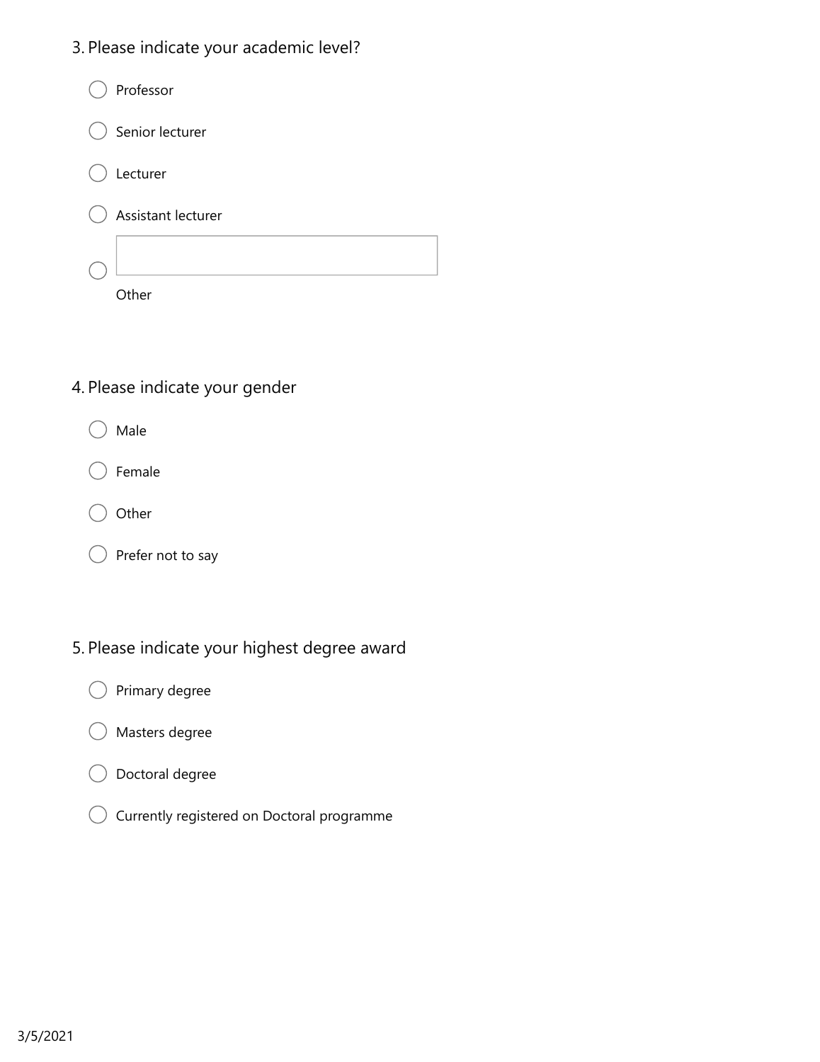3. Please indicate your academic level?

- ◯ Professor
- ◯ Senior lecturer
- ◯ Lecturer
- ◯ Assistant lecturer
- ◯ Other: ____________

4. Please indicate your gender

- ◯ Male
- ◯ Female
- ◯ Other
- ◯ Prefer not to say

5. Please indicate your highest degree award

- ◯ Primary degree
- ◯ Masters degree
- ◯ Doctoral degree
- ◯ Currently registered on Doctoral programme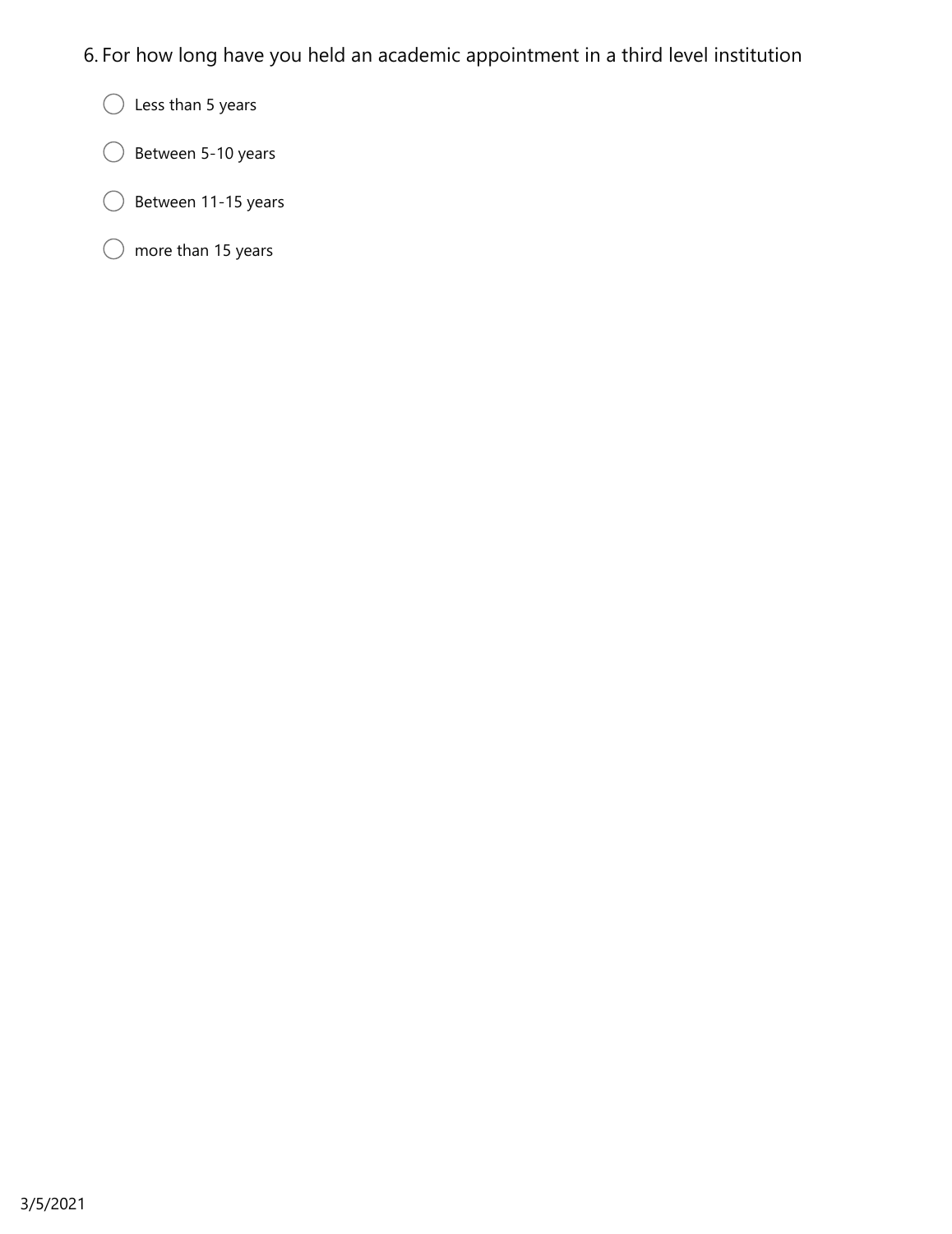6. For how long have you held an academic appointment in a third level institution

- ◯ Less than 5 years
- ◯ Between 5-10 years
- ◯ Between 11-15 years
- ◯ more than 15 years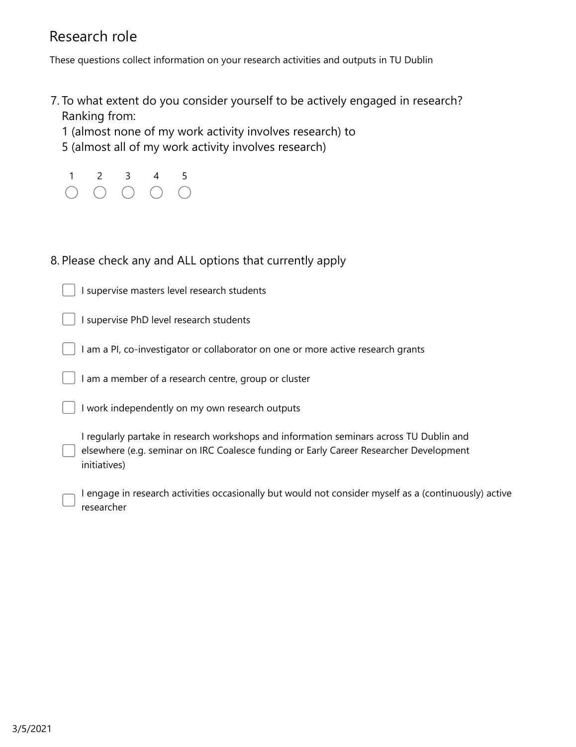## Research role

These questions collect information on your research activities and outputs in TU Dublin

7. To what extent do you consider yourself to be actively engaged in research?
   Ranking from:
   1 (almost none of my work activity involves research) to
   5 (almost all of my work activity involves research)

   1 ○ 2 ○ 3 ○ 4 ○ 5 ○

8. Please check any and ALL options that currently apply

   - [ ] I supervise masters level research students
   - [ ] I supervise PhD level research students
   - [ ] I am a PI, co-investigator or collaborator on one or more active research grants
   - [ ] I am a member of a research centre, group or cluster
   - [ ] I work independently on my own research outputs
   - [ ] I regularly partake in research workshops and information seminars across TU Dublin and elsewhere (e.g. seminar on IRC Coalesce funding or Early Career Researcher Development initiatives)
   - [ ] I engage in research activities occasionally but would not consider myself as a (continuously) active researcher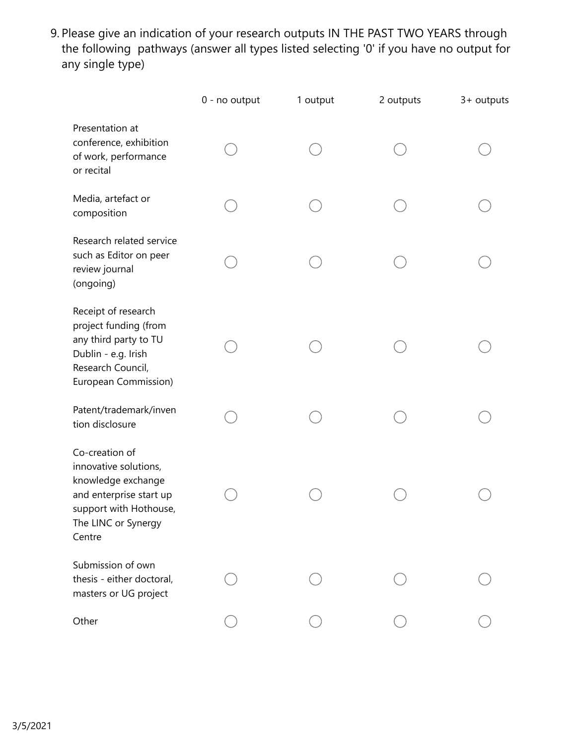9. Please give an indication of your research outputs IN THE PAST TWO YEARS through the following pathways (answer all types listed selecting '0' if you have no output for any single type)

| | 0 - no output | 1 output | 2 outputs | 3+ outputs |
|---|---|---|---|---|
| Presentation at conference, exhibition of work, performance or recital | ◯ | ◯ | ◯ | ◯ |
| Media, artefact or composition | ◯ | ◯ | ◯ | ◯ |
| Research related service such as Editor on peer review journal (ongoing) | ◯ | ◯ | ◯ | ◯ |
| Receipt of research project funding (from any third party to TU Dublin - e.g. Irish Research Council, European Commission) | ◯ | ◯ | ◯ | ◯ |
| Patent/trademark/invention disclosure | ◯ | ◯ | ◯ | ◯ |
| Co-creation of innovative solutions, knowledge exchange and enterprise start up support with Hothouse, The LINC or Synergy Centre | ◯ | ◯ | ◯ | ◯ |
| Submission of own thesis - either doctoral, masters or UG project | ◯ | ◯ | ◯ | ◯ |
| Other | ◯ | ◯ | ◯ | ◯ |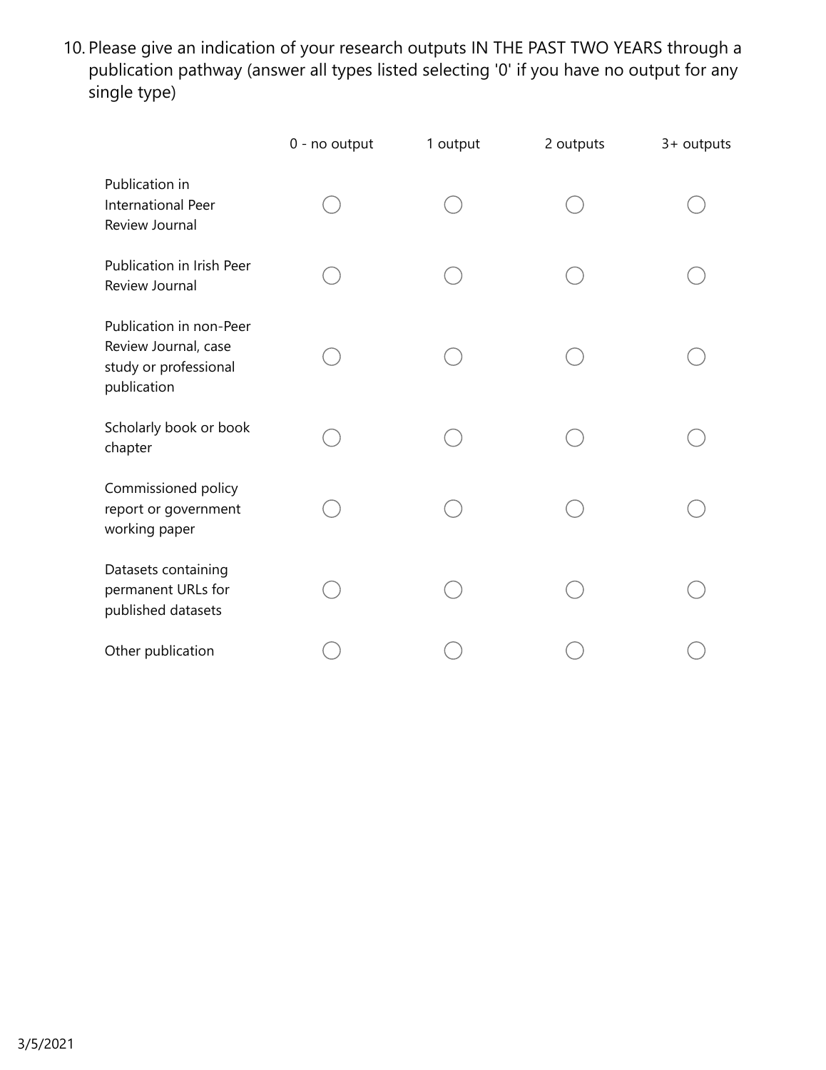10. Please give an indication of your research outputs IN THE PAST TWO YEARS through a publication pathway (answer all types listed selecting '0' if you have no output for any single type)

| | 0 - no output | 1 output | 2 outputs | 3+ outputs |
|---|---|---|---|---|
| Publication in International Peer Review Journal | ◯ | ◯ | ◯ | ◯ |
| Publication in Irish Peer Review Journal | ◯ | ◯ | ◯ | ◯ |
| Publication in non-Peer Review Journal, case study or professional publication | ◯ | ◯ | ◯ | ◯ |
| Scholarly book or book chapter | ◯ | ◯ | ◯ | ◯ |
| Commissioned policy report or government working paper | ◯ | ◯ | ◯ | ◯ |
| Datasets containing permanent URLs for published datasets | ◯ | ◯ | ◯ | ◯ |
| Other publication | ◯ | ◯ | ◯ | ◯ |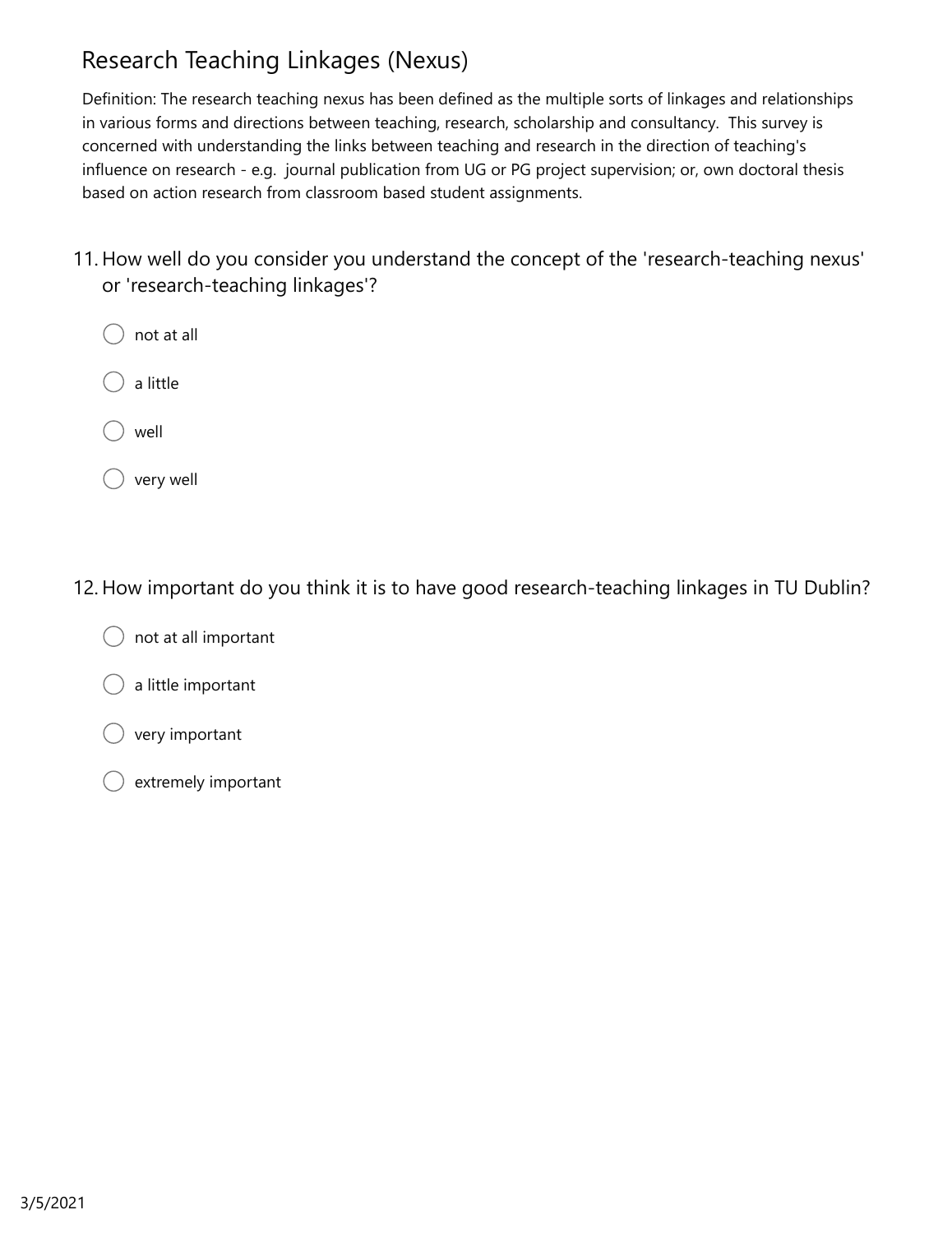# Research Teaching Linkages (Nexus)

Definition: The research teaching nexus has been defined as the multiple sorts of linkages and relationships in various forms and directions between teaching, research, scholarship and consultancy. This survey is concerned with understanding the links between teaching and research in the direction of teaching's influence on research - e.g. journal publication from UG or PG project supervision; or, own doctoral thesis based on action research from classroom based student assignments.

11. How well do you consider you understand the concept of the 'research-teaching nexus' or 'research-teaching linkages'?

- ◯ not at all
- ◯ a little
- ◯ well
- ◯ very well

12. How important do you think it is to have good research-teaching linkages in TU Dublin?

- ◯ not at all important
- ◯ a little important
- ◯ very important
- ◯ extremely important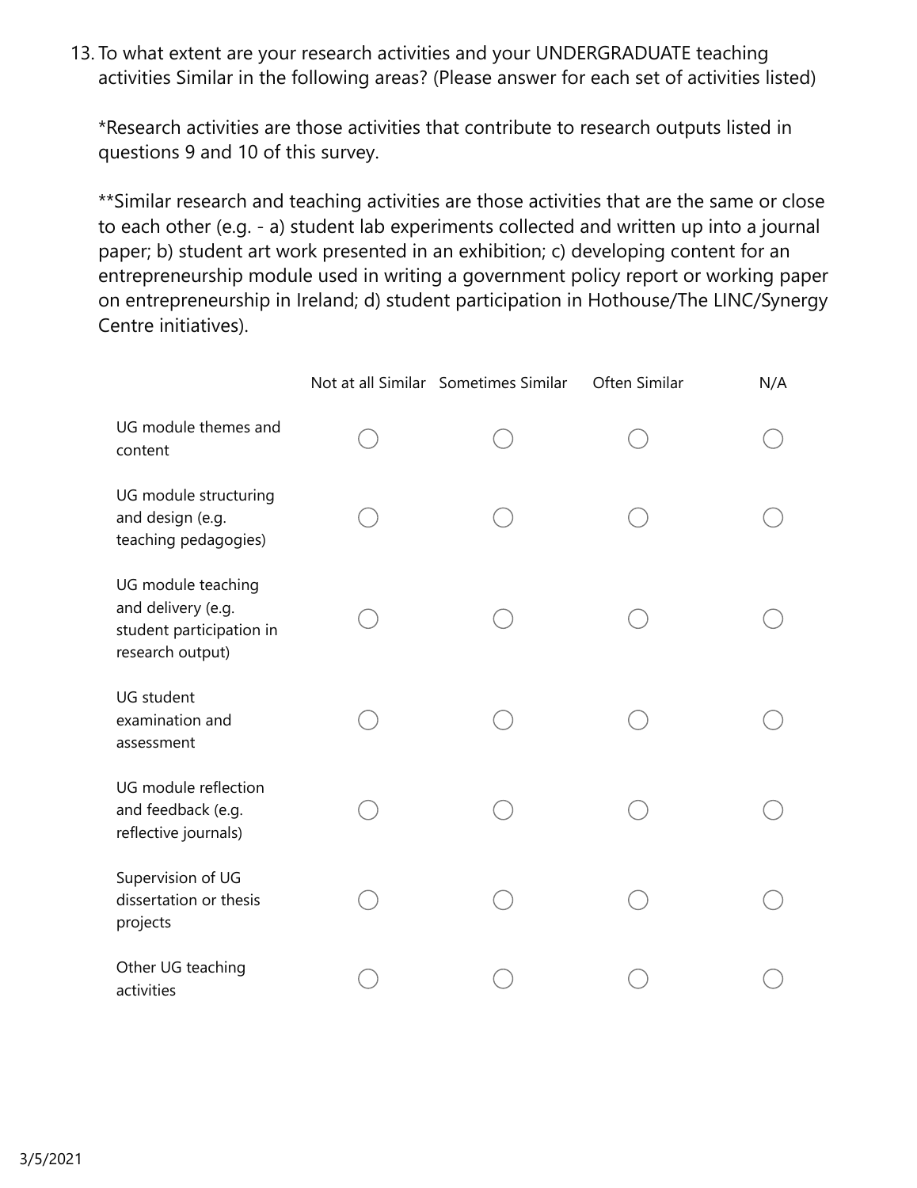13. To what extent are your research activities and your UNDERGRADUATE teaching activities Similar in the following areas? (Please answer for each set of activities listed)

    *Research activities are those activities that contribute to research outputs listed in questions 9 and 10 of this survey.

    **Similar research and teaching activities are those activities that are the same or close to each other (e.g. - a) student lab experiments collected and written up into a journal paper; b) student art work presented in an exhibition; c) developing content for an entrepreneurship module used in writing a government policy report or working paper on entrepreneurship in Ireland; d) student participation in Hothouse/The LINC/Synergy Centre initiatives).

| | Not at all Similar | Sometimes Similar | Often Similar | N/A |
|---|---|---|---|---|
| UG module themes and content | ◯ | ◯ | ◯ | ◯ |
| UG module structuring and design (e.g. teaching pedagogies) | ◯ | ◯ | ◯ | ◯ |
| UG module teaching and delivery (e.g. student participation in research output) | ◯ | ◯ | ◯ | ◯ |
| UG student examination and assessment | ◯ | ◯ | ◯ | ◯ |
| UG module reflection and feedback (e.g. reflective journals) | ◯ | ◯ | ◯ | ◯ |
| Supervision of UG dissertation or thesis projects | ◯ | ◯ | ◯ | ◯ |
| Other UG teaching activities | ◯ | ◯ | ◯ | ◯ |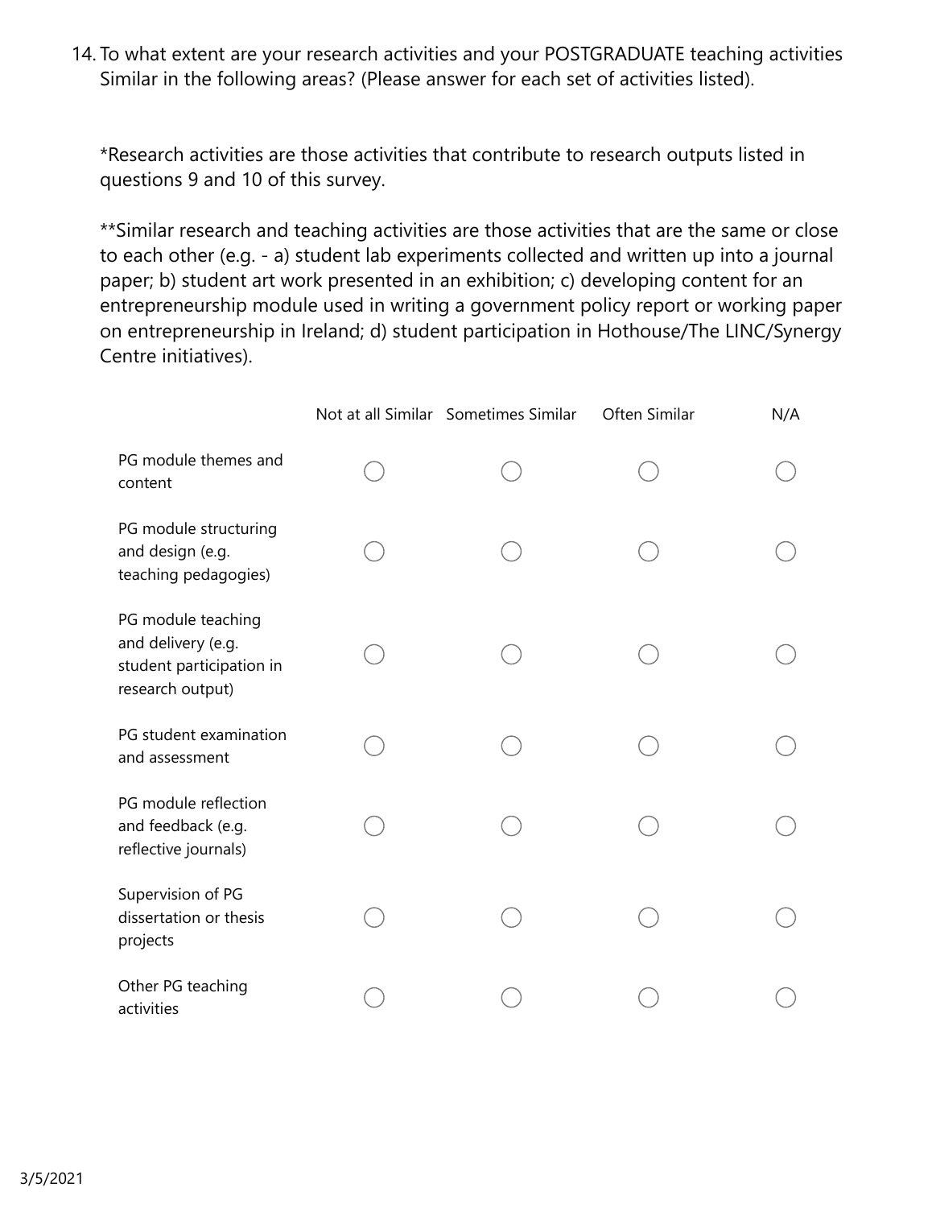14. To what extent are your research activities and your POSTGRADUATE teaching activities Similar in the following areas? (Please answer for each set of activities listed).

*Research activities are those activities that contribute to research outputs listed in questions 9 and 10 of this survey.

**Similar research and teaching activities are those activities that are the same or close to each other (e.g. - a) student lab experiments collected and written up into a journal paper; b) student art work presented in an exhibition; c) developing content for an entrepreneurship module used in writing a government policy report or working paper on entrepreneurship in Ireland; d) student participation in Hothouse/The LINC/Synergy Centre initiatives).

| | Not at all Similar | Sometimes Similar | Often Similar | N/A |
|---|---|---|---|---|
| PG module themes and content | ◯ | ◯ | ◯ | ◯ |
| PG module structuring and design (e.g. teaching pedagogies) | ◯ | ◯ | ◯ | ◯ |
| PG module teaching and delivery (e.g. student participation in research output) | ◯ | ◯ | ◯ | ◯ |
| PG student examination and assessment | ◯ | ◯ | ◯ | ◯ |
| PG module reflection and feedback (e.g. reflective journals) | ◯ | ◯ | ◯ | ◯ |
| Supervision of PG dissertation or thesis projects | ◯ | ◯ | ◯ | ◯ |
| Other PG teaching activities | ◯ | ◯ | ◯ | ◯ |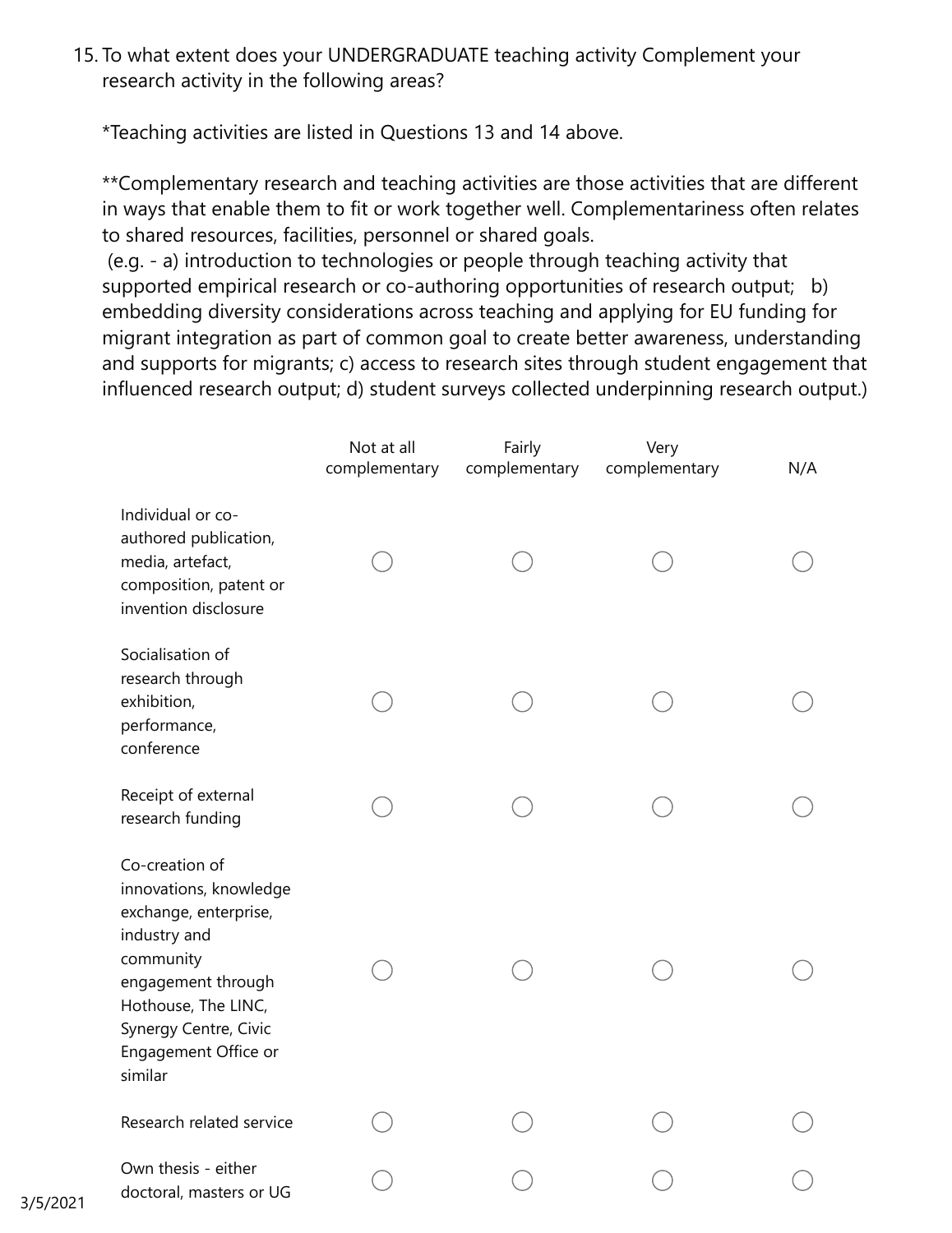15. To what extent does your UNDERGRADUATE teaching activity Complement your research activity in the following areas?

*Teaching activities are listed in Questions 13 and 14 above.

**Complementary research and teaching activities are those activities that are different in ways that enable them to fit or work together well. Complementariness often relates to shared resources, facilities, personnel or shared goals.
(e.g. - a) introduction to technologies or people through teaching activity that supported empirical research or co-authoring opportunities of research output; b) embedding diversity considerations across teaching and applying for EU funding for migrant integration as part of common goal to create better awareness, understanding and supports for migrants; c) access to research sites through student engagement that influenced research output; d) student surveys collected underpinning research output.)

| | Not at all complementary | Fairly complementary | Very complementary | N/A |
|---|---|---|---|---|
| Individual or co-authored publication, media, artefact, composition, patent or invention disclosure | ○ | ○ | ○ | ○ |
| Socialisation of research through exhibition, performance, conference | ○ | ○ | ○ | ○ |
| Receipt of external research funding | ○ | ○ | ○ | ○ |
| Co-creation of innovations, knowledge exchange, enterprise, industry and community engagement through Hothouse, The LINC, Synergy Centre, Civic Engagement Office or similar | ○ | ○ | ○ | ○ |
| Research related service | ○ | ○ | ○ | ○ |
| Own thesis - either doctoral, masters or UG | ○ | ○ | ○ | ○ |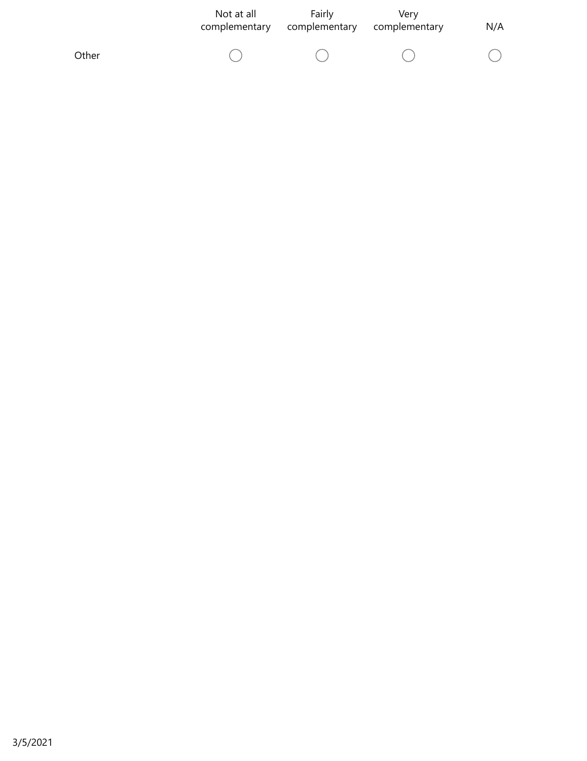| | Not at all complementary | Fairly complementary | Very complementary | N/A |
|---|---|---|---|---|
| Other | ◯ | ◯ | ◯ | ◯ |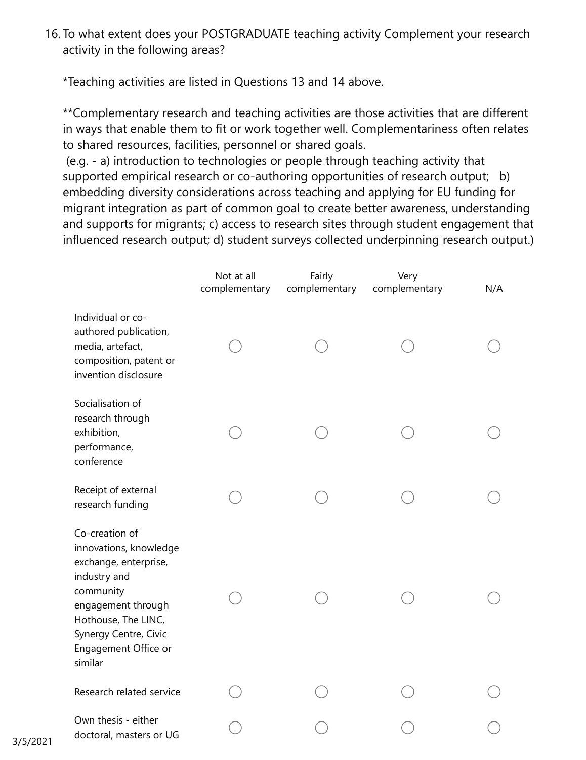16. To what extent does your POSTGRADUATE teaching activity Complement your research activity in the following areas?

    *Teaching activities are listed in Questions 13 and 14 above.

    **Complementary research and teaching activities are those activities that are different in ways that enable them to fit or work together well. Complementariness often relates to shared resources, facilities, personnel or shared goals.
    (e.g. - a) introduction to technologies or people through teaching activity that supported empirical research or co-authoring opportunities of research output;   b) embedding diversity considerations across teaching and applying for EU funding for migrant integration as part of common goal to create better awareness, understanding and supports for migrants; c) access to research sites through student engagement that influenced research output; d) student surveys collected underpinning research output.)

| | Not at all complementary | Fairly complementary | Very complementary | N/A |
|---|---|---|---|---|
| Individual or co-authored publication, media, artefact, composition, patent or invention disclosure | ◯ | ◯ | ◯ | ◯ |
| Socialisation of research through exhibition, performance, conference | ◯ | ◯ | ◯ | ◯ |
| Receipt of external research funding | ◯ | ◯ | ◯ | ◯ |
| Co-creation of innovations, knowledge exchange, enterprise, industry and community engagement through Hothouse, The LINC, Synergy Centre, Civic Engagement Office or similar | ◯ | ◯ | ◯ | ◯ |
| Research related service | ◯ | ◯ | ◯ | ◯ |
| Own thesis - either doctoral, masters or UG | ◯ | ◯ | ◯ | ◯ |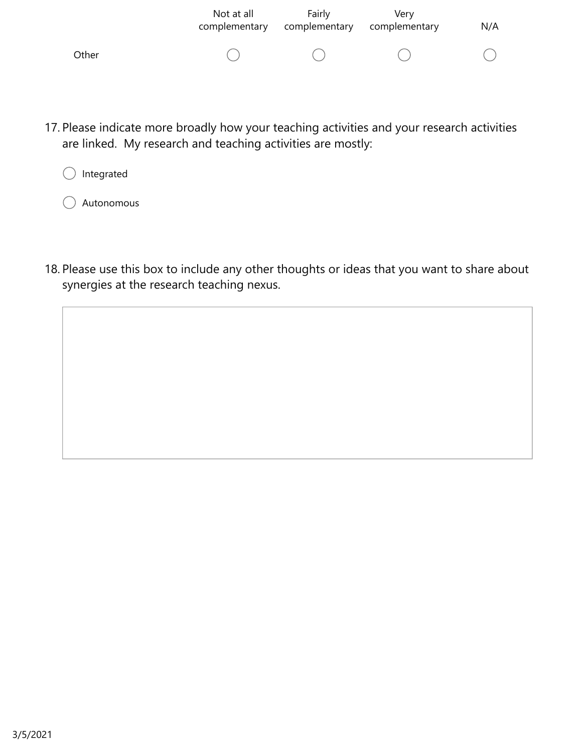| | Not at all complementary | Fairly complementary | Very complementary | N/A |
|---|---|---|---|---|
| Other | ◯ | ◯ | ◯ | ◯ |

17. Please indicate more broadly how your teaching activities and your research activities are linked. My research and teaching activities are mostly:

◯ Integrated

◯ Autonomous

18. Please use this box to include any other thoughts or ideas that you want to share about synergies at the research teaching nexus.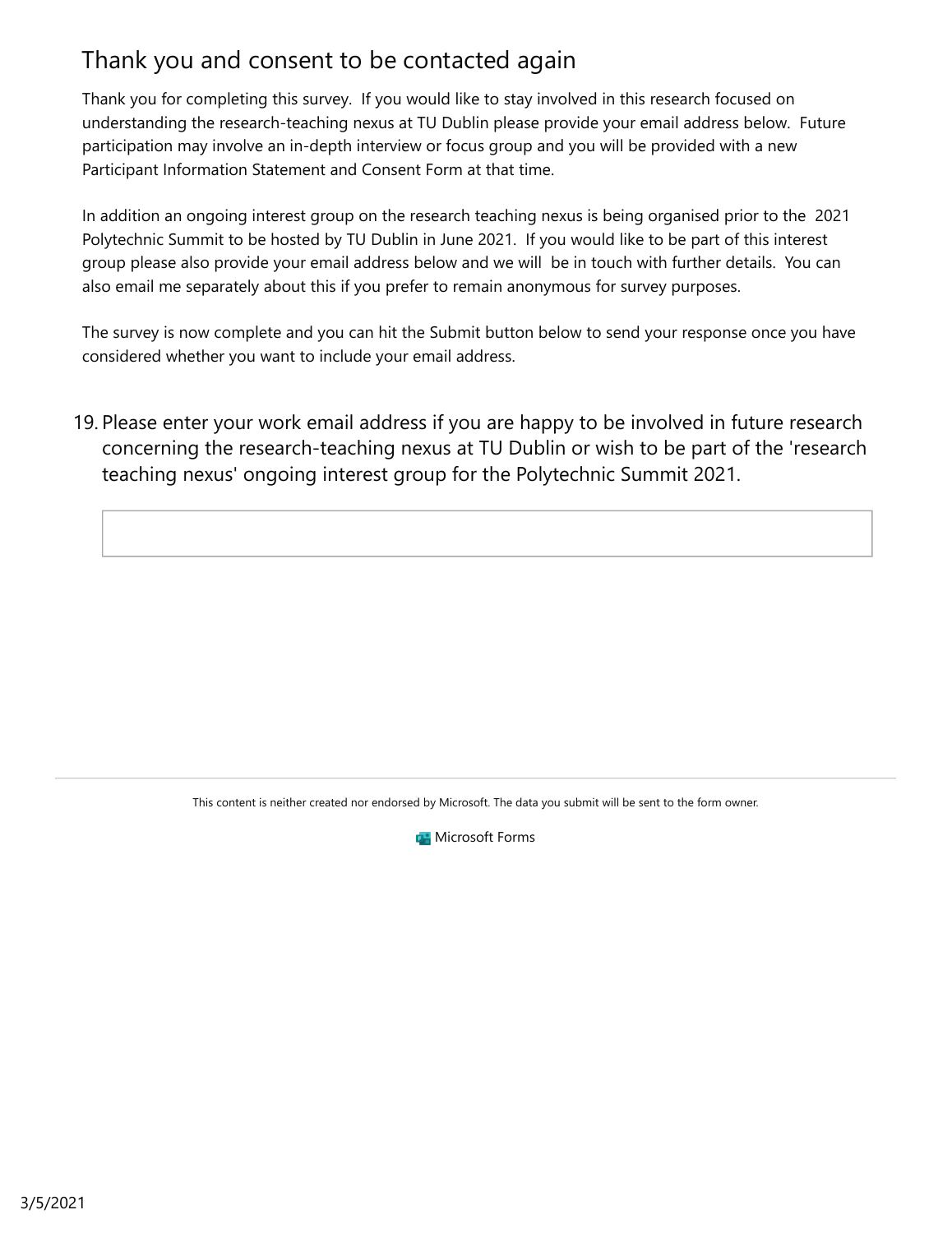## Thank you and consent to be contacted again

Thank you for completing this survey. If you would like to stay involved in this research focused on understanding the research-teaching nexus at TU Dublin please provide your email address below. Future participation may involve an in-depth interview or focus group and you will be provided with a new Participant Information Statement and Consent Form at that time.

In addition an ongoing interest group on the research teaching nexus is being organised prior to the 2021 Polytechnic Summit to be hosted by TU Dublin in June 2021. If you would like to be part of this interest group please also provide your email address below and we will be in touch with further details. You can also email me separately about this if you prefer to remain anonymous for survey purposes.

The survey is now complete and you can hit the Submit button below to send your response once you have considered whether you want to include your email address.

19. Please enter your work email address if you are happy to be involved in future research concerning the research-teaching nexus at TU Dublin or wish to be part of the 'research teaching nexus' ongoing interest group for the Polytechnic Summit 2021.

This content is neither created nor endorsed by Microsoft. The data you submit will be sent to the form owner.

Microsoft Forms